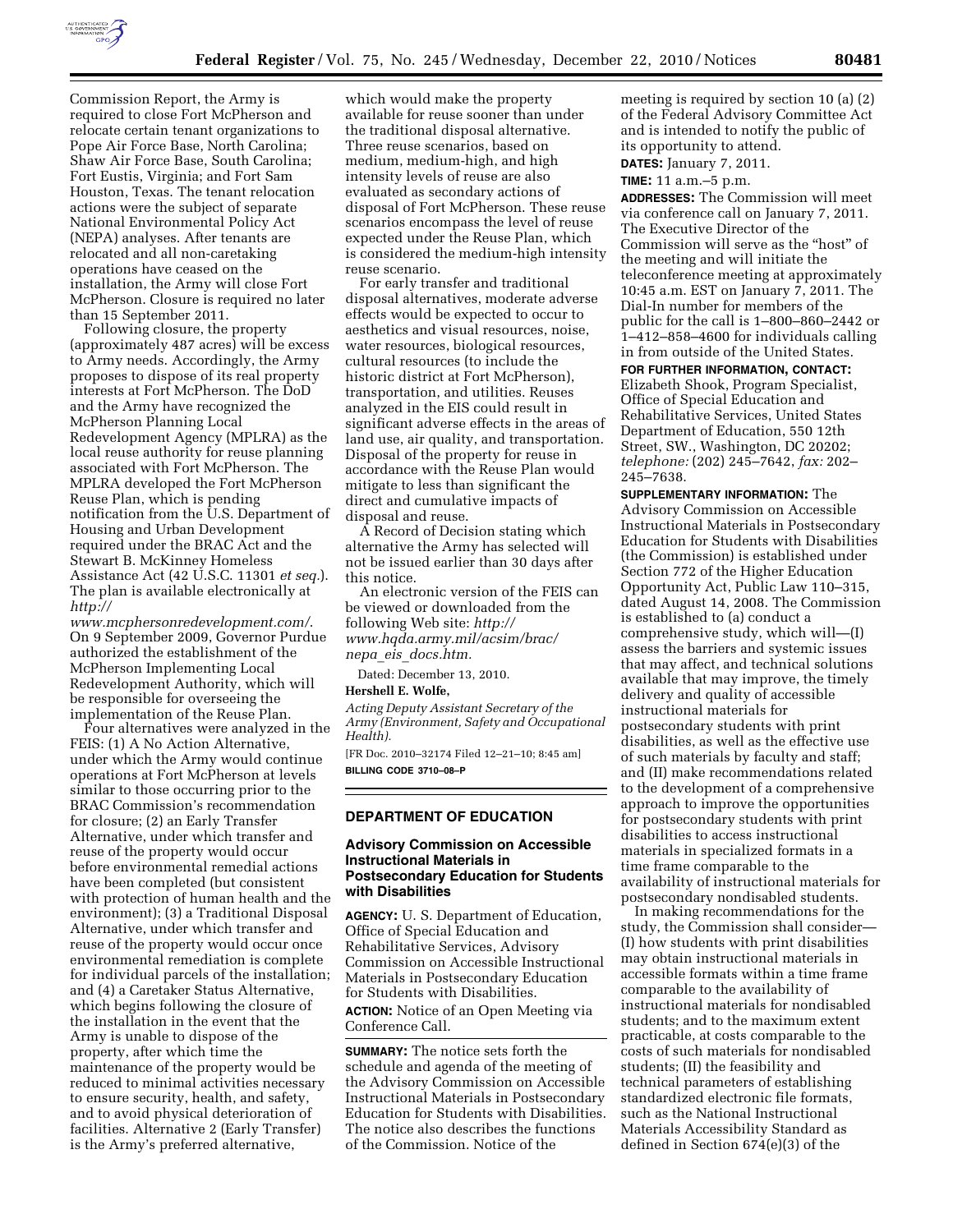Commission Report, the Army is required to close Fort McPherson and relocate certain tenant organizations to Pope Air Force Base, North Carolina; Shaw Air Force Base, South Carolina; Fort Eustis, Virginia; and Fort Sam Houston, Texas. The tenant relocation actions were the subject of separate National Environmental Policy Act (NEPA) analyses. After tenants are relocated and all non-caretaking operations have ceased on the installation, the Army will close Fort McPherson. Closure is required no later than 15 September 2011.

Following closure, the property (approximately 487 acres) will be excess to Army needs. Accordingly, the Army proposes to dispose of its real property interests at Fort McPherson. The DoD and the Army have recognized the McPherson Planning Local Redevelopment Agency (MPLRA) as the local reuse authority for reuse planning associated with Fort McPherson. The MPLRA developed the Fort McPherson Reuse Plan, which is pending notification from the U.S. Department of Housing and Urban Development required under the BRAC Act and the Stewart B. McKinney Homeless Assistance Act (42 U.S.C. 11301 *et seq.*). The plan is available electronically at *http://www.mcphersonredevelopment.com/*. On 9 September 2009, Governor Purdue authorized the establishment of the McPherson Implementing Local Redevelopment Authority, which will be responsible for overseeing the implementation of the Reuse Plan.

Four alternatives were analyzed in the FEIS: (1) A No Action Alternative, under which the Army would continue operations at Fort McPherson at levels similar to those occurring prior to the BRAC Commission's recommendation for closure; (2) an Early Transfer Alternative, under which transfer and reuse of the property would occur before environmental remedial actions have been completed (but consistent with protection of human health and the environment); (3) a Traditional Disposal Alternative, under which transfer and reuse of the property would occur once environmental remediation is complete for individual parcels of the installation; and (4) a Caretaker Status Alternative, which begins following the closure of the installation in the event that the Army is unable to dispose of the property, after which time the maintenance of the property would be reduced to minimal activities necessary to ensure security, health, and safety, and to avoid physical deterioration of facilities. Alternative 2 (Early Transfer) is the Army's preferred alternative, which would make the property available for reuse sooner than under the traditional disposal alternative. Three reuse scenarios, based on medium, medium-high, and high intensity levels of reuse are also evaluated as secondary actions of disposal of Fort McPherson. These reuse scenarios encompass the level of reuse expected under the Reuse Plan, which is considered the medium-high intensity reuse scenario.

For early transfer and traditional disposal alternatives, moderate adverse effects would be expected to occur to aesthetics and visual resources, noise, water resources, biological resources, cultural resources (to include the historic district at Fort McPherson), transportation, and utilities. Reuses analyzed in the EIS could result in significant adverse effects in the areas of land use, air quality, and transportation. Disposal of the property for reuse in accordance with the Reuse Plan would mitigate to less than significant the direct and cumulative impacts of disposal and reuse.

A Record of Decision stating which alternative the Army has selected will not be issued earlier than 30 days after this notice.

An electronic version of the FEIS can be viewed or downloaded from the following Web site: *http://www.hqda.army.mil/acsim/brac/nepa_eis_docs.htm.*

Dated: December 13, 2010.

**Hershell E. Wolfe,**

*Acting Deputy Assistant Secretary of the Army (Environment, Safety and Occupational Health).*

[FR Doc. 2010–32174 Filed 12–21–10; 8:45 am]

**BILLING CODE 3710–08–P**

## DEPARTMENT OF EDUCATION

### Advisory Commission on Accessible Instructional Materials in Postsecondary Education for Students with Disabilities

**AGENCY:** U. S. Department of Education, Office of Special Education and Rehabilitative Services, Advisory Commission on Accessible Instructional Materials in Postsecondary Education for Students with Disabilities.

**ACTION:** Notice of an Open Meeting via Conference Call.

**SUMMARY:** The notice sets forth the schedule and agenda of the meeting of the Advisory Commission on Accessible Instructional Materials in Postsecondary Education for Students with Disabilities. The notice also describes the functions of the Commission. Notice of the meeting is required by section 10 (a) (2) of the Federal Advisory Committee Act and is intended to notify the public of its opportunity to attend.

**DATES:** January 7, 2011.

**TIME:** 11 a.m.–5 p.m.

**ADDRESSES:** The Commission will meet via conference call on January 7, 2011. The Executive Director of the Commission will serve as the "host" of the meeting and will initiate the teleconference meeting at approximately 10:45 a.m. EST on January 7, 2011. The Dial-In number for members of the public for the call is 1–800–860–2442 or 1–412–858–4600 for individuals calling in from outside of the United States.

**FOR FURTHER INFORMATION, CONTACT:** Elizabeth Shook, Program Specialist, Office of Special Education and Rehabilitative Services, United States Department of Education, 550 12th Street, SW., Washington, DC 20202; *telephone:* (202) 245–7642, *fax:* 202–245–7638.

**SUPPLEMENTARY INFORMATION:** The Advisory Commission on Accessible Instructional Materials in Postsecondary Education for Students with Disabilities (the Commission) is established under Section 772 of the Higher Education Opportunity Act, Public Law 110–315, dated August 14, 2008. The Commission is established to (a) conduct a comprehensive study, which will—(I) assess the barriers and systemic issues that may affect, and technical solutions available that may improve, the timely delivery and quality of accessible instructional materials for postsecondary students with print disabilities, as well as the effective use of such materials by faculty and staff; and (II) make recommendations related to the development of a comprehensive approach to improve the opportunities for postsecondary students with print disabilities to access instructional materials in specialized formats in a time frame comparable to the availability of instructional materials for postsecondary nondisabled students.

In making recommendations for the study, the Commission shall consider—(I) how students with print disabilities may obtain instructional materials in accessible formats within a time frame comparable to the availability of instructional materials for nondisabled students; and to the maximum extent practicable, at costs comparable to the costs of such materials for nondisabled students; (II) the feasibility and technical parameters of establishing standardized electronic file formats, such as the National Instructional Materials Accessibility Standard as defined in Section 674(e)(3) of the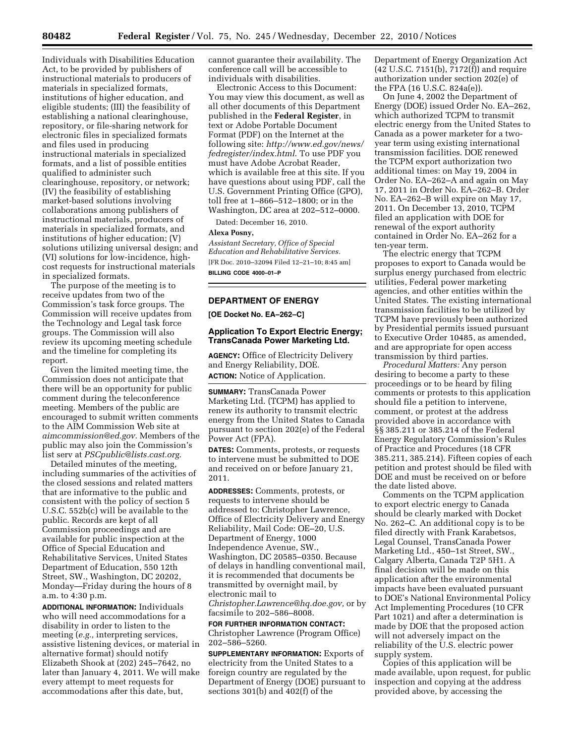Individuals with Disabilities Education Act, to be provided by publishers of instructional materials to producers of materials in specialized formats, institutions of higher education, and eligible students; (III) the feasibility of establishing a national clearinghouse, repository, or file-sharing network for electronic files in specialized formats and files used in producing instructional materials in specialized formats, and a list of possible entities qualified to administer such clearinghouse, repository, or network; (IV) the feasibility of establishing market-based solutions involving collaborations among publishers of instructional materials, producers of materials in specialized formats, and institutions of higher education; (V) solutions utilizing universal design; and (VI) solutions for low-incidence, high-cost requests for instructional materials in specialized formats.

The purpose of the meeting is to receive updates from two of the Commission's task force groups. The Commission will receive updates from the Technology and Legal task force groups. The Commission will also review its upcoming meeting schedule and the timeline for completing its report.

Given the limited meeting time, the Commission does not anticipate that there will be an opportunity for public comment during the teleconference meeting. Members of the public are encouraged to submit written comments to the AIM Commission Web site at *aimcommission@ed.gov*. Members of the public may also join the Commission's list serv at *PSCpublic@lists.cast.org*.

Detailed minutes of the meeting, including summaries of the activities of the closed sessions and related matters that are informative to the public and consistent with the policy of section 5 U.S.C. 552b(c) will be available to the public. Records are kept of all Commission proceedings and are available for public inspection at the Office of Special Education and Rehabilitative Services, United States Department of Education, 550 12th Street, SW., Washington, DC 20202, Monday—Friday during the hours of 8 a.m. to 4:30 p.m.

**ADDITIONAL INFORMATION:** Individuals who will need accommodations for a disability in order to listen to the meeting (*e.g.,* interpreting services, assistive listening devices, or material in alternative format) should notify Elizabeth Shook at (202) 245–7642, no later than January 4, 2011. We will make every attempt to meet requests for accommodations after this date, but, cannot guarantee their availability. The conference call will be accessible to individuals with disabilities.

Electronic Access to this Document: You may view this document, as well as all other documents of this Department published in the **Federal Register**, in text or Adobe Portable Document Format (PDF) on the Internet at the following site: *http://www.ed.gov/news/fedregister/index.html*. To use PDF you must have Adobe Acrobat Reader, which is available free at this site. If you have questions about using PDF, call the U.S. Government Printing Office (GPO), toll free at 1–866–512–1800; or in the Washington, DC area at 202–512–0000.

Dated: December 16, 2010.

**Alexa Posny,**

*Assistant Secretary, Office of Special Education and Rehabilitative Services.*

[FR Doc. 2010–32094 Filed 12–21–10; 8:45 am]

**BILLING CODE 4000–01–P**

## DEPARTMENT OF ENERGY

**[OE Docket No. EA–262–C]**

### Application To Export Electric Energy; TransCanada Power Marketing Ltd.

**AGENCY:** Office of Electricity Delivery and Energy Reliability, DOE.

**ACTION:** Notice of Application.

**SUMMARY:** TransCanada Power Marketing Ltd. (TCPM) has applied to renew its authority to transmit electric energy from the United States to Canada pursuant to section 202(e) of the Federal Power Act (FPA).

**DATES:** Comments, protests, or requests to intervene must be submitted to DOE and received on or before January 21, 2011.

**ADDRESSES:** Comments, protests, or requests to intervene should be addressed to: Christopher Lawrence, Office of Electricity Delivery and Energy Reliability, Mail Code: OE–20, U.S. Department of Energy, 1000 Independence Avenue, SW., Washington, DC 20585–0350. Because of delays in handling conventional mail, it is recommended that documents be transmitted by overnight mail, by electronic mail to *Christopher.Lawrence@hq.doe.gov,* or by facsimile to 202–586–8008.

**FOR FURTHER INFORMATION CONTACT:** Christopher Lawrence (Program Office) 202–586–5260.

**SUPPLEMENTARY INFORMATION:** Exports of electricity from the United States to a foreign country are regulated by the Department of Energy (DOE) pursuant to sections 301(b) and 402(f) of the Department of Energy Organization Act (42 U.S.C. 7151(b), 7172(f)) and require authorization under section 202(e) of the FPA (16 U.S.C. 824a(e)).

On June 4, 2002 the Department of Energy (DOE) issued Order No. EA–262, which authorized TCPM to transmit electric energy from the United States to Canada as a power marketer for a two-year term using existing international transmission facilities. DOE renewed the TCPM export authorization two additional times: on May 19, 2004 in Order No. EA–262–A and again on May 17, 2011 in Order No. EA–262–B. Order No. EA–262–B will expire on May 17, 2011. On December 13, 2010, TCPM filed an application with DOE for renewal of the export authority contained in Order No. EA–262 for a ten-year term.

The electric energy that TCPM proposes to export to Canada would be surplus energy purchased from electric utilities, Federal power marketing agencies, and other entities within the United States. The existing international transmission facilities to be utilized by TCPM have previously been authorized by Presidential permits issued pursuant to Executive Order 10485, as amended, and are appropriate for open access transmission by third parties.

*Procedural Matters:* Any person desiring to become a party to these proceedings or to be heard by filing comments or protests to this application should file a petition to intervene, comment, or protest at the address provided above in accordance with §§ 385.211 or 385.214 of the Federal Energy Regulatory Commission's Rules of Practice and Procedures (18 CFR 385.211, 385.214). Fifteen copies of each petition and protest should be filed with DOE and must be received on or before the date listed above.

Comments on the TCPM application to export electric energy to Canada should be clearly marked with Docket No. 262–C. An additional copy is to be filed directly with Frank Karabetsos, Legal Counsel, TransCanada Power Marketing Ltd., 450–1st Street, SW., Calgary Alberta, Canada T2P 5H1. A final decision will be made on this application after the environmental impacts have been evaluated pursuant to DOE's National Environmental Policy Act Implementing Procedures (10 CFR Part 1021) and after a determination is made by DOE that the proposed action will not adversely impact on the reliability of the U.S. electric power supply system.

Copies of this application will be made available, upon request, for public inspection and copying at the address provided above, by accessing the